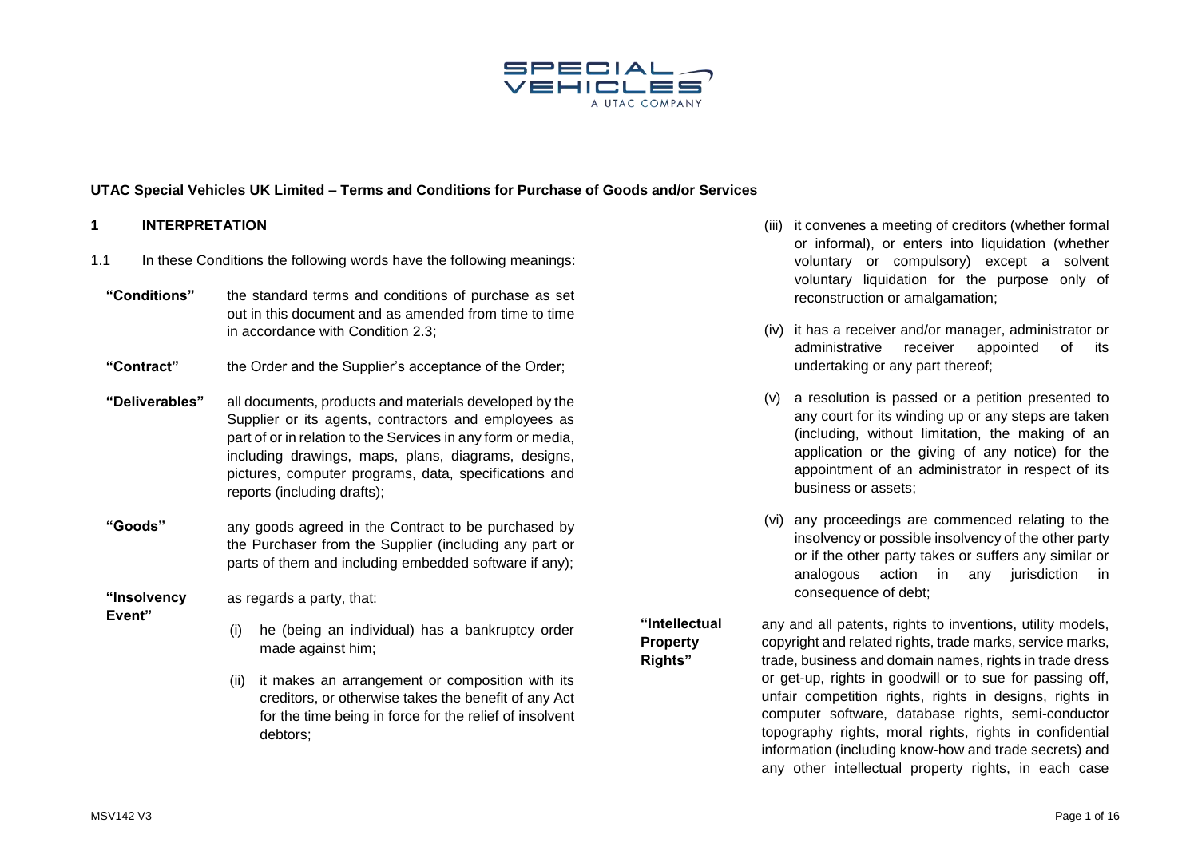**UTAC Special Vehicles UK Limited – Terms and Conditions for Purchase of Goods and/or Services**

## 1 INTERPRETATION

1.1 In these Conditions the following words have the following meanings:

**"Conditions"** the standard terms and conditions of purchase as set out in this document and as amended from time to time in accordance with Condition 2.3;

**"Contract"** the Order and the Supplier's acceptance of the Order;

**"Deliverables"** all documents, products and materials developed by the Supplier or its agents, contractors and employees as part of or in relation to the Services in any form or media, including drawings, maps, plans, diagrams, designs, pictures, computer programs, data, specifications and reports (including drafts);

**"Goods"** any goods agreed in the Contract to be purchased by the Purchaser from the Supplier (including any part or parts of them and including embedded software if any);

**"Insolvency Event"** as regards a party, that:

(i) he (being an individual) has a bankruptcy order made against him;

(ii) it makes an arrangement or composition with its creditors, or otherwise takes the benefit of any Act for the time being in force for the relief of insolvent debtors;

(iii) it convenes a meeting of creditors (whether formal or informal), or enters into liquidation (whether voluntary or compulsory) except a solvent voluntary liquidation for the purpose only of reconstruction or amalgamation;

(iv) it has a receiver and/or manager, administrator or administrative receiver appointed of its undertaking or any part thereof;

(v) a resolution is passed or a petition presented to any court for its winding up or any steps are taken (including, without limitation, the making of an application or the giving of any notice) for the appointment of an administrator in respect of its business or assets;

(vi) any proceedings are commenced relating to the insolvency or possible insolvency of the other party or if the other party takes or suffers any similar or analogous action in any jurisdiction in consequence of debt;

**"Intellectual Property Rights"** any and all patents, rights to inventions, utility models, copyright and related rights, trade marks, service marks, trade, business and domain names, rights in trade dress or get-up, rights in goodwill or to sue for passing off, unfair competition rights, rights in designs, rights in computer software, database rights, semi-conductor topography rights, moral rights, rights in confidential information (including know-how and trade secrets) and any other intellectual property rights, in each case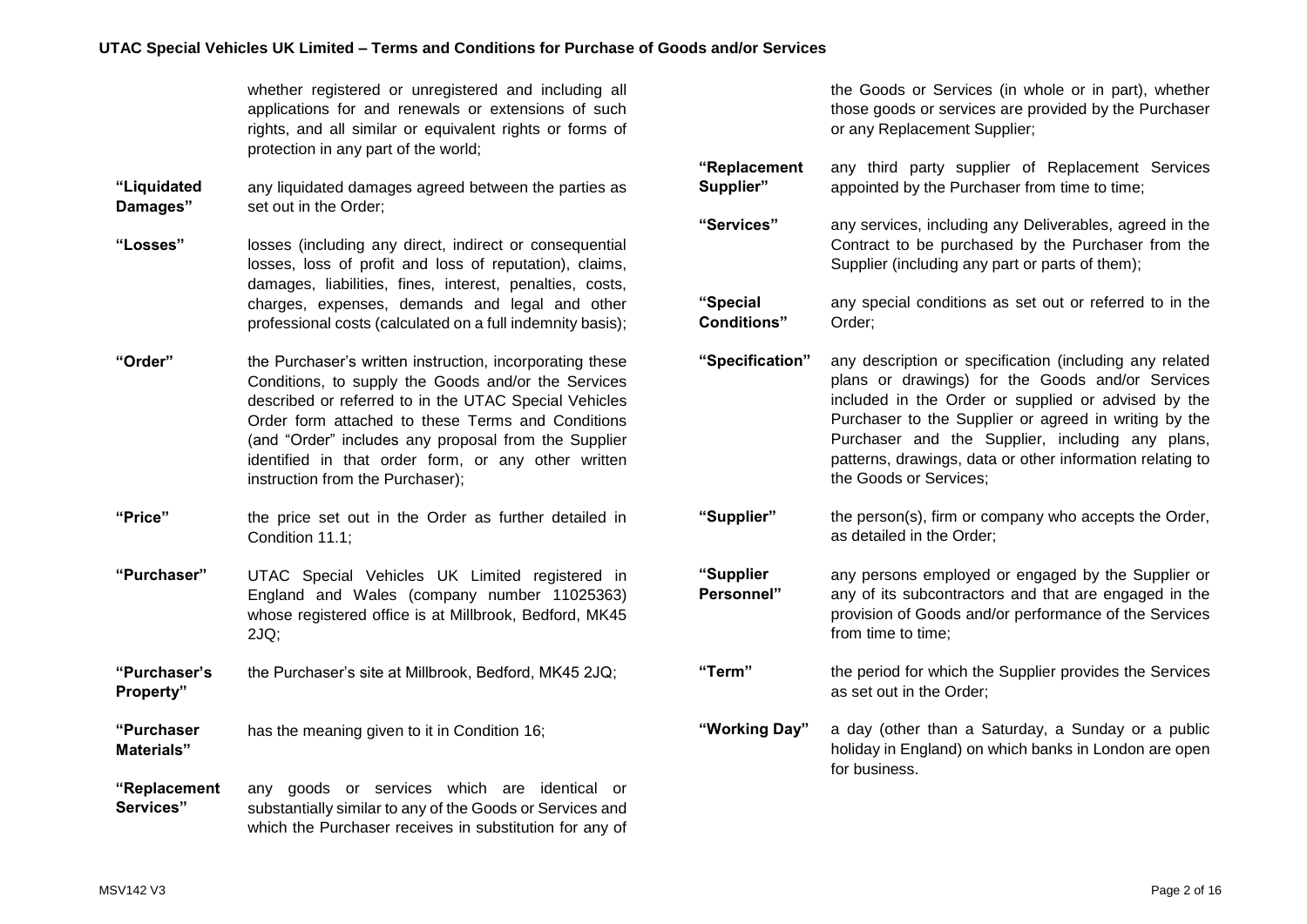whether registered or unregistered and including all applications for and renewals or extensions of such rights, and all similar or equivalent rights or forms of protection in any part of the world;

**"Liquidated Damages"** any liquidated damages agreed between the parties as set out in the Order;

**"Losses"** losses (including any direct, indirect or consequential losses, loss of profit and loss of reputation), claims, damages, liabilities, fines, interest, penalties, costs, charges, expenses, demands and legal and other professional costs (calculated on a full indemnity basis);

**"Order"** the Purchaser's written instruction, incorporating these Conditions, to supply the Goods and/or the Services described or referred to in the UTAC Special Vehicles Order form attached to these Terms and Conditions (and "Order" includes any proposal from the Supplier identified in that order form, or any other written instruction from the Purchaser);

**"Price"** the price set out in the Order as further detailed in Condition 11.1;

**"Purchaser"** UTAC Special Vehicles UK Limited registered in England and Wales (company number 11025363) whose registered office is at Millbrook, Bedford, MK45 2JQ;

**"Purchaser's Property"** the Purchaser's site at Millbrook, Bedford, MK45 2JQ;

**"Purchaser Materials"** has the meaning given to it in Condition 16;

**"Replacement Services"** any goods or services which are identical or substantially similar to any of the Goods or Services and which the Purchaser receives in substitution for any of the Goods or Services (in whole or in part), whether those goods or services are provided by the Purchaser or any Replacement Supplier;

**"Replacement Supplier"** any third party supplier of Replacement Services appointed by the Purchaser from time to time;

**"Services"** any services, including any Deliverables, agreed in the Contract to be purchased by the Purchaser from the Supplier (including any part or parts of them);

**"Special Conditions"** any special conditions as set out or referred to in the Order;

**"Specification"** any description or specification (including any related plans or drawings) for the Goods and/or Services included in the Order or supplied or advised by the Purchaser to the Supplier or agreed in writing by the Purchaser and the Supplier, including any plans, patterns, drawings, data or other information relating to the Goods or Services;

**"Supplier"** the person(s), firm or company who accepts the Order, as detailed in the Order;

**"Supplier Personnel"** any persons employed or engaged by the Supplier or any of its subcontractors and that are engaged in the provision of Goods and/or performance of the Services from time to time;

**"Term"** the period for which the Supplier provides the Services as set out in the Order;

**"Working Day"** a day (other than a Saturday, a Sunday or a public holiday in England) on which banks in London are open for business.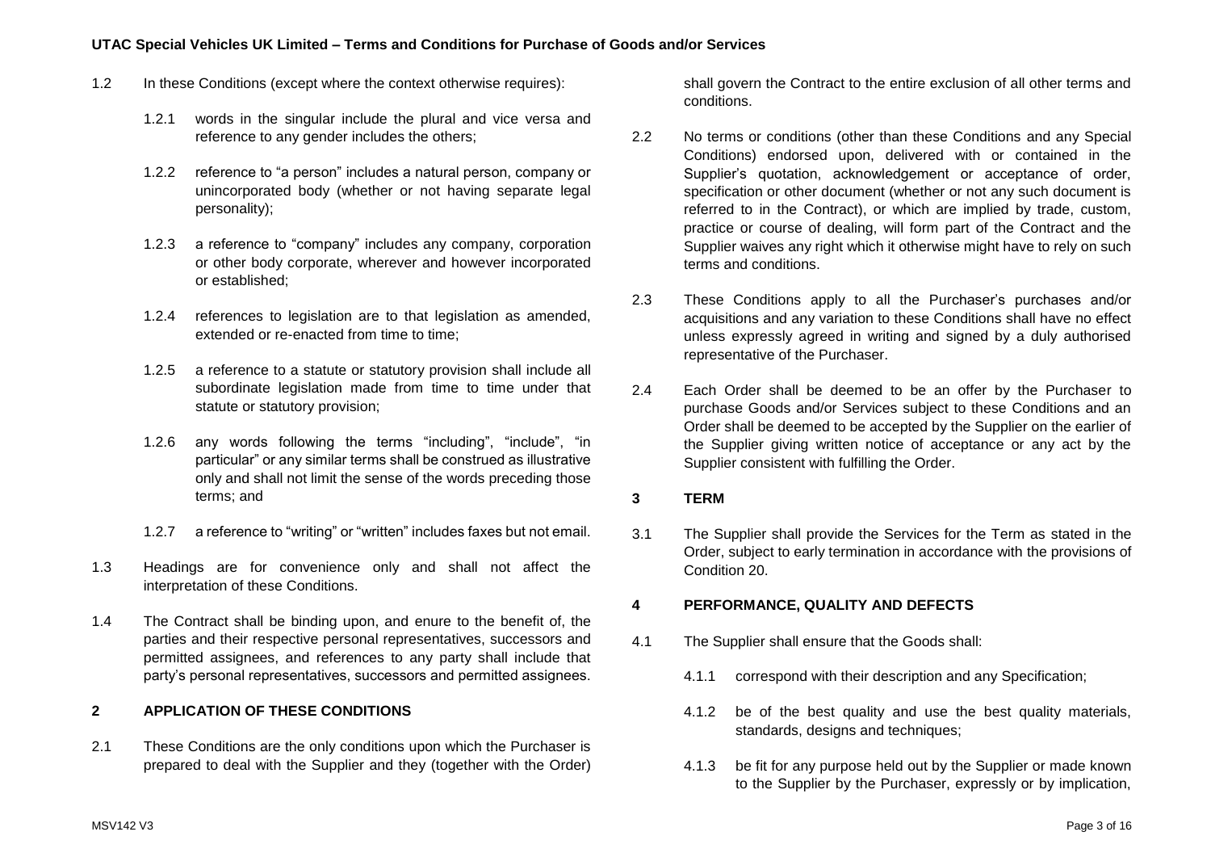1.2 In these Conditions (except where the context otherwise requires):

1.2.1 words in the singular include the plural and vice versa and reference to any gender includes the others;

1.2.2 reference to "a person" includes a natural person, company or unincorporated body (whether or not having separate legal personality);

1.2.3 a reference to "company" includes any company, corporation or other body corporate, wherever and however incorporated or established;

1.2.4 references to legislation are to that legislation as amended, extended or re-enacted from time to time;

1.2.5 a reference to a statute or statutory provision shall include all subordinate legislation made from time to time under that statute or statutory provision;

1.2.6 any words following the terms "including", "include", "in particular" or any similar terms shall be construed as illustrative only and shall not limit the sense of the words preceding those terms; and

1.2.7 a reference to "writing" or "written" includes faxes but not email.

1.3 Headings are for convenience only and shall not affect the interpretation of these Conditions.

1.4 The Contract shall be binding upon, and enure to the benefit of, the parties and their respective personal representatives, successors and permitted assignees, and references to any party shall include that party's personal representatives, successors and permitted assignees.

## 2 APPLICATION OF THESE CONDITIONS

2.1 These Conditions are the only conditions upon which the Purchaser is prepared to deal with the Supplier and they (together with the Order) shall govern the Contract to the entire exclusion of all other terms and conditions.

2.2 No terms or conditions (other than these Conditions and any Special Conditions) endorsed upon, delivered with or contained in the Supplier's quotation, acknowledgement or acceptance of order, specification or other document (whether or not any such document is referred to in the Contract), or which are implied by trade, custom, practice or course of dealing, will form part of the Contract and the Supplier waives any right which it otherwise might have to rely on such terms and conditions.

2.3 These Conditions apply to all the Purchaser's purchases and/or acquisitions and any variation to these Conditions shall have no effect unless expressly agreed in writing and signed by a duly authorised representative of the Purchaser.

2.4 Each Order shall be deemed to be an offer by the Purchaser to purchase Goods and/or Services subject to these Conditions and an Order shall be deemed to be accepted by the Supplier on the earlier of the Supplier giving written notice of acceptance or any act by the Supplier consistent with fulfilling the Order.

## 3 TERM

3.1 The Supplier shall provide the Services for the Term as stated in the Order, subject to early termination in accordance with the provisions of Condition 20.

## 4 PERFORMANCE, QUALITY AND DEFECTS

4.1 The Supplier shall ensure that the Goods shall:

4.1.1 correspond with their description and any Specification;

4.1.2 be of the best quality and use the best quality materials, standards, designs and techniques;

4.1.3 be fit for any purpose held out by the Supplier or made known to the Supplier by the Purchaser, expressly or by implication,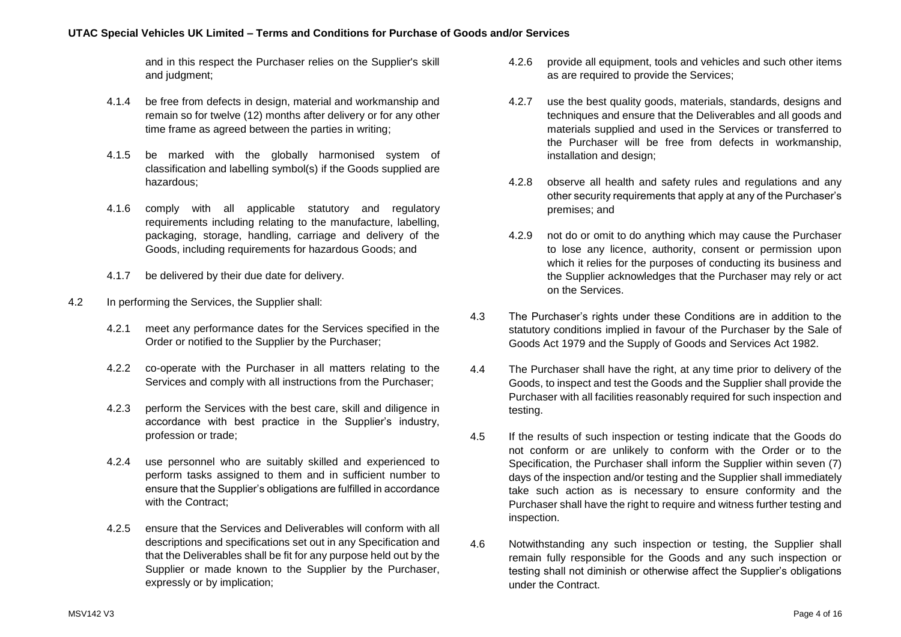and in this respect the Purchaser relies on the Supplier's skill and judgment;

4.1.4 be free from defects in design, material and workmanship and remain so for twelve (12) months after delivery or for any other time frame as agreed between the parties in writing;

4.1.5 be marked with the globally harmonised system of classification and labelling symbol(s) if the Goods supplied are hazardous;

4.1.6 comply with all applicable statutory and regulatory requirements including relating to the manufacture, labelling, packaging, storage, handling, carriage and delivery of the Goods, including requirements for hazardous Goods; and

4.1.7 be delivered by their due date for delivery.

4.2 In performing the Services, the Supplier shall:

4.2.1 meet any performance dates for the Services specified in the Order or notified to the Supplier by the Purchaser;

4.2.2 co-operate with the Purchaser in all matters relating to the Services and comply with all instructions from the Purchaser;

4.2.3 perform the Services with the best care, skill and diligence in accordance with best practice in the Supplier's industry, profession or trade;

4.2.4 use personnel who are suitably skilled and experienced to perform tasks assigned to them and in sufficient number to ensure that the Supplier's obligations are fulfilled in accordance with the Contract;

4.2.5 ensure that the Services and Deliverables will conform with all descriptions and specifications set out in any Specification and that the Deliverables shall be fit for any purpose held out by the Supplier or made known to the Supplier by the Purchaser, expressly or by implication;

4.2.6 provide all equipment, tools and vehicles and such other items as are required to provide the Services;

4.2.7 use the best quality goods, materials, standards, designs and techniques and ensure that the Deliverables and all goods and materials supplied and used in the Services or transferred to the Purchaser will be free from defects in workmanship, installation and design;

4.2.8 observe all health and safety rules and regulations and any other security requirements that apply at any of the Purchaser's premises; and

4.2.9 not do or omit to do anything which may cause the Purchaser to lose any licence, authority, consent or permission upon which it relies for the purposes of conducting its business and the Supplier acknowledges that the Purchaser may rely or act on the Services.

4.3 The Purchaser's rights under these Conditions are in addition to the statutory conditions implied in favour of the Purchaser by the Sale of Goods Act 1979 and the Supply of Goods and Services Act 1982.

4.4 The Purchaser shall have the right, at any time prior to delivery of the Goods, to inspect and test the Goods and the Supplier shall provide the Purchaser with all facilities reasonably required for such inspection and testing.

4.5 If the results of such inspection or testing indicate that the Goods do not conform or are unlikely to conform with the Order or to the Specification, the Purchaser shall inform the Supplier within seven (7) days of the inspection and/or testing and the Supplier shall immediately take such action as is necessary to ensure conformity and the Purchaser shall have the right to require and witness further testing and inspection.

4.6 Notwithstanding any such inspection or testing, the Supplier shall remain fully responsible for the Goods and any such inspection or testing shall not diminish or otherwise affect the Supplier's obligations under the Contract.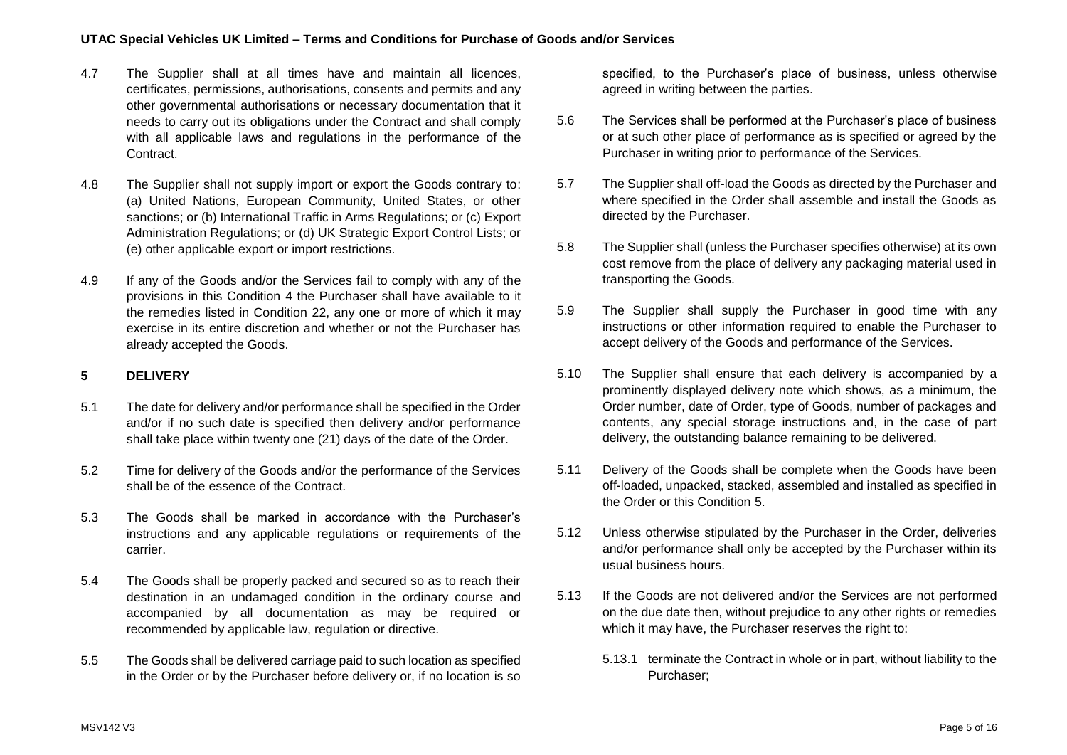4.7 The Supplier shall at all times have and maintain all licences, certificates, permissions, authorisations, consents and permits and any other governmental authorisations or necessary documentation that it needs to carry out its obligations under the Contract and shall comply with all applicable laws and regulations in the performance of the Contract.

4.8 The Supplier shall not supply import or export the Goods contrary to: (a) United Nations, European Community, United States, or other sanctions; or (b) International Traffic in Arms Regulations; or (c) Export Administration Regulations; or (d) UK Strategic Export Control Lists; or (e) other applicable export or import restrictions.

4.9 If any of the Goods and/or the Services fail to comply with any of the provisions in this Condition 4 the Purchaser shall have available to it the remedies listed in Condition 22, any one or more of which it may exercise in its entire discretion and whether or not the Purchaser has already accepted the Goods.

## 5 DELIVERY

5.1 The date for delivery and/or performance shall be specified in the Order and/or if no such date is specified then delivery and/or performance shall take place within twenty one (21) days of the date of the Order.

5.2 Time for delivery of the Goods and/or the performance of the Services shall be of the essence of the Contract.

5.3 The Goods shall be marked in accordance with the Purchaser's instructions and any applicable regulations or requirements of the carrier.

5.4 The Goods shall be properly packed and secured so as to reach their destination in an undamaged condition in the ordinary course and accompanied by all documentation as may be required or recommended by applicable law, regulation or directive.

5.5 The Goods shall be delivered carriage paid to such location as specified in the Order or by the Purchaser before delivery or, if no location is so specified, to the Purchaser's place of business, unless otherwise agreed in writing between the parties.

5.6 The Services shall be performed at the Purchaser's place of business or at such other place of performance as is specified or agreed by the Purchaser in writing prior to performance of the Services.

5.7 The Supplier shall off-load the Goods as directed by the Purchaser and where specified in the Order shall assemble and install the Goods as directed by the Purchaser.

5.8 The Supplier shall (unless the Purchaser specifies otherwise) at its own cost remove from the place of delivery any packaging material used in transporting the Goods.

5.9 The Supplier shall supply the Purchaser in good time with any instructions or other information required to enable the Purchaser to accept delivery of the Goods and performance of the Services.

5.10 The Supplier shall ensure that each delivery is accompanied by a prominently displayed delivery note which shows, as a minimum, the Order number, date of Order, type of Goods, number of packages and contents, any special storage instructions and, in the case of part delivery, the outstanding balance remaining to be delivered.

5.11 Delivery of the Goods shall be complete when the Goods have been off-loaded, unpacked, stacked, assembled and installed as specified in the Order or this Condition 5.

5.12 Unless otherwise stipulated by the Purchaser in the Order, deliveries and/or performance shall only be accepted by the Purchaser within its usual business hours.

5.13 If the Goods are not delivered and/or the Services are not performed on the due date then, without prejudice to any other rights or remedies which it may have, the Purchaser reserves the right to:

5.13.1 terminate the Contract in whole or in part, without liability to the Purchaser;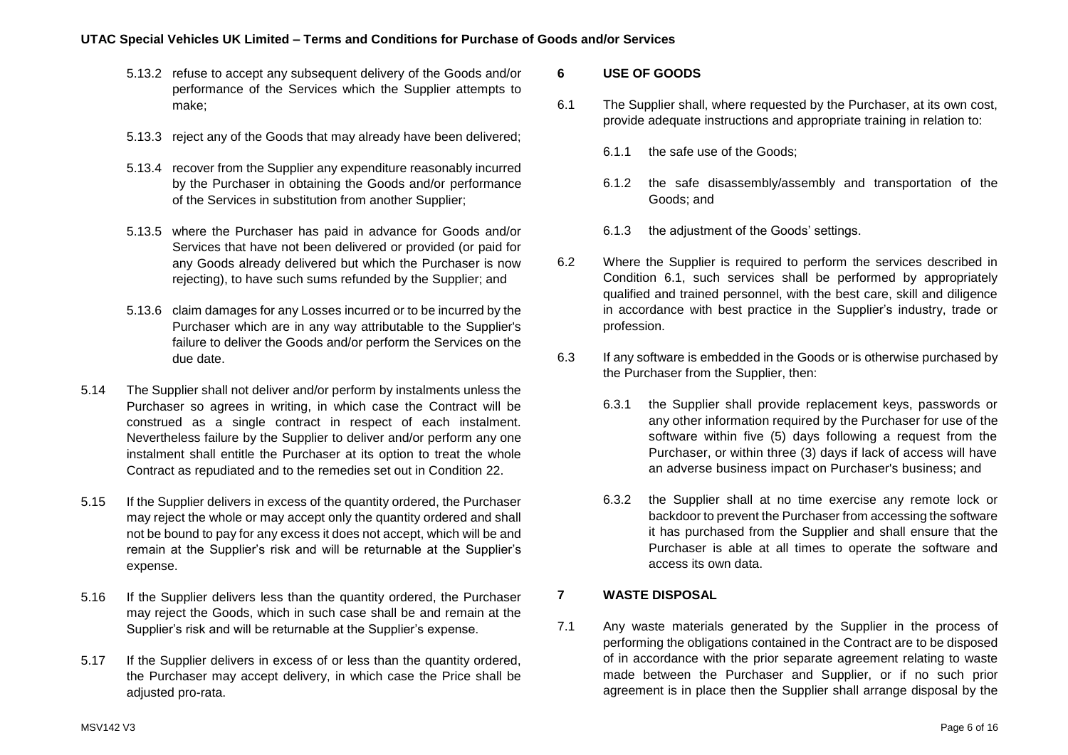5.13.2 refuse to accept any subsequent delivery of the Goods and/or performance of the Services which the Supplier attempts to make;

5.13.3 reject any of the Goods that may already have been delivered;

5.13.4 recover from the Supplier any expenditure reasonably incurred by the Purchaser in obtaining the Goods and/or performance of the Services in substitution from another Supplier;

5.13.5 where the Purchaser has paid in advance for Goods and/or Services that have not been delivered or provided (or paid for any Goods already delivered but which the Purchaser is now rejecting), to have such sums refunded by the Supplier; and

5.13.6 claim damages for any Losses incurred or to be incurred by the Purchaser which are in any way attributable to the Supplier's failure to deliver the Goods and/or perform the Services on the due date.

5.14 The Supplier shall not deliver and/or perform by instalments unless the Purchaser so agrees in writing, in which case the Contract will be construed as a single contract in respect of each instalment. Nevertheless failure by the Supplier to deliver and/or perform any one instalment shall entitle the Purchaser at its option to treat the whole Contract as repudiated and to the remedies set out in Condition 22.

5.15 If the Supplier delivers in excess of the quantity ordered, the Purchaser may reject the whole or may accept only the quantity ordered and shall not be bound to pay for any excess it does not accept, which will be and remain at the Supplier's risk and will be returnable at the Supplier's expense.

5.16 If the Supplier delivers less than the quantity ordered, the Purchaser may reject the Goods, which in such case shall be and remain at the Supplier's risk and will be returnable at the Supplier's expense.

5.17 If the Supplier delivers in excess of or less than the quantity ordered, the Purchaser may accept delivery, in which case the Price shall be adjusted pro-rata.

## 6 USE OF GOODS

6.1 The Supplier shall, where requested by the Purchaser, at its own cost, provide adequate instructions and appropriate training in relation to:

6.1.1 the safe use of the Goods;

6.1.2 the safe disassembly/assembly and transportation of the Goods; and

6.1.3 the adjustment of the Goods' settings.

6.2 Where the Supplier is required to perform the services described in Condition 6.1, such services shall be performed by appropriately qualified and trained personnel, with the best care, skill and diligence in accordance with best practice in the Supplier's industry, trade or profession.

6.3 If any software is embedded in the Goods or is otherwise purchased by the Purchaser from the Supplier, then:

6.3.1 the Supplier shall provide replacement keys, passwords or any other information required by the Purchaser for use of the software within five (5) days following a request from the Purchaser, or within three (3) days if lack of access will have an adverse business impact on Purchaser's business; and

6.3.2 the Supplier shall at no time exercise any remote lock or backdoor to prevent the Purchaser from accessing the software it has purchased from the Supplier and shall ensure that the Purchaser is able at all times to operate the software and access its own data.

## 7 WASTE DISPOSAL

7.1 Any waste materials generated by the Supplier in the process of performing the obligations contained in the Contract are to be disposed of in accordance with the prior separate agreement relating to waste made between the Purchaser and Supplier, or if no such prior agreement is in place then the Supplier shall arrange disposal by the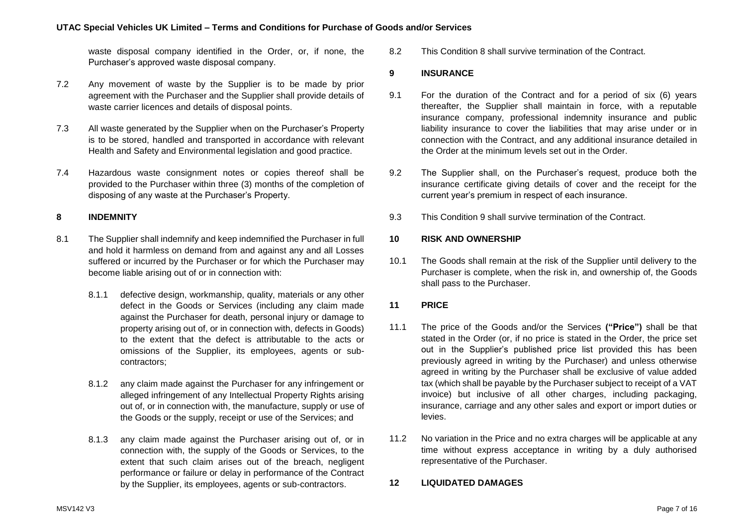waste disposal company identified in the Order, or, if none, the Purchaser's approved waste disposal company.

7.2 Any movement of waste by the Supplier is to be made by prior agreement with the Purchaser and the Supplier shall provide details of waste carrier licences and details of disposal points.

7.3 All waste generated by the Supplier when on the Purchaser's Property is to be stored, handled and transported in accordance with relevant Health and Safety and Environmental legislation and good practice.

7.4 Hazardous waste consignment notes or copies thereof shall be provided to the Purchaser within three (3) months of the completion of disposing of any waste at the Purchaser's Property.

## 8 INDEMNITY

8.1 The Supplier shall indemnify and keep indemnified the Purchaser in full and hold it harmless on demand from and against any and all Losses suffered or incurred by the Purchaser or for which the Purchaser may become liable arising out of or in connection with:

8.1.1 defective design, workmanship, quality, materials or any other defect in the Goods or Services (including any claim made against the Purchaser for death, personal injury or damage to property arising out of, or in connection with, defects in Goods) to the extent that the defect is attributable to the acts or omissions of the Supplier, its employees, agents or sub-contractors;

8.1.2 any claim made against the Purchaser for any infringement or alleged infringement of any Intellectual Property Rights arising out of, or in connection with, the manufacture, supply or use of the Goods or the supply, receipt or use of the Services; and

8.1.3 any claim made against the Purchaser arising out of, or in connection with, the supply of the Goods or Services, to the extent that such claim arises out of the breach, negligent performance or failure or delay in performance of the Contract by the Supplier, its employees, agents or sub-contractors.

8.2 This Condition 8 shall survive termination of the Contract.

## 9 INSURANCE

9.1 For the duration of the Contract and for a period of six (6) years thereafter, the Supplier shall maintain in force, with a reputable insurance company, professional indemnity insurance and public liability insurance to cover the liabilities that may arise under or in connection with the Contract, and any additional insurance detailed in the Order at the minimum levels set out in the Order.

9.2 The Supplier shall, on the Purchaser's request, produce both the insurance certificate giving details of cover and the receipt for the current year's premium in respect of each insurance.

9.3 This Condition 9 shall survive termination of the Contract.

## 10 RISK AND OWNERSHIP

10.1 The Goods shall remain at the risk of the Supplier until delivery to the Purchaser is complete, when the risk in, and ownership of, the Goods shall pass to the Purchaser.

## 11 PRICE

11.1 The price of the Goods and/or the Services **("Price")** shall be that stated in the Order (or, if no price is stated in the Order, the price set out in the Supplier's published price list provided this has been previously agreed in writing by the Purchaser) and unless otherwise agreed in writing by the Purchaser shall be exclusive of value added tax (which shall be payable by the Purchaser subject to receipt of a VAT invoice) but inclusive of all other charges, including packaging, insurance, carriage and any other sales and export or import duties or levies.

11.2 No variation in the Price and no extra charges will be applicable at any time without express acceptance in writing by a duly authorised representative of the Purchaser.

## 12 LIQUIDATED DAMAGES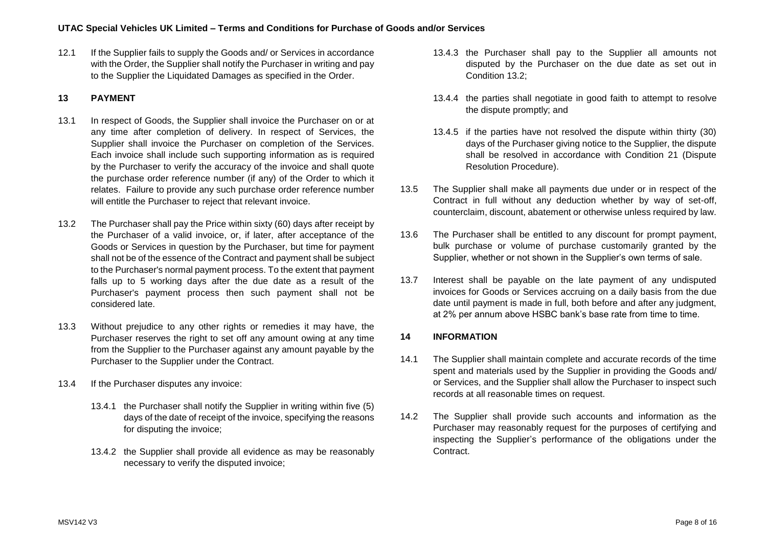12.1 If the Supplier fails to supply the Goods and/ or Services in accordance with the Order, the Supplier shall notify the Purchaser in writing and pay to the Supplier the Liquidated Damages as specified in the Order.

## 13 PAYMENT

13.1 In respect of Goods, the Supplier shall invoice the Purchaser on or at any time after completion of delivery. In respect of Services, the Supplier shall invoice the Purchaser on completion of the Services. Each invoice shall include such supporting information as is required by the Purchaser to verify the accuracy of the invoice and shall quote the purchase order reference number (if any) of the Order to which it relates. Failure to provide any such purchase order reference number will entitle the Purchaser to reject that relevant invoice.

13.2 The Purchaser shall pay the Price within sixty (60) days after receipt by the Purchaser of a valid invoice, or, if later, after acceptance of the Goods or Services in question by the Purchaser, but time for payment shall not be of the essence of the Contract and payment shall be subject to the Purchaser's normal payment process. To the extent that payment falls up to 5 working days after the due date as a result of the Purchaser's payment process then such payment shall not be considered late.

13.3 Without prejudice to any other rights or remedies it may have, the Purchaser reserves the right to set off any amount owing at any time from the Supplier to the Purchaser against any amount payable by the Purchaser to the Supplier under the Contract.

13.4 If the Purchaser disputes any invoice:

13.4.1 the Purchaser shall notify the Supplier in writing within five (5) days of the date of receipt of the invoice, specifying the reasons for disputing the invoice;

13.4.2 the Supplier shall provide all evidence as may be reasonably necessary to verify the disputed invoice;

13.4.3 the Purchaser shall pay to the Supplier all amounts not disputed by the Purchaser on the due date as set out in Condition 13.2;

13.4.4 the parties shall negotiate in good faith to attempt to resolve the dispute promptly; and

13.4.5 if the parties have not resolved the dispute within thirty (30) days of the Purchaser giving notice to the Supplier, the dispute shall be resolved in accordance with Condition 21 (Dispute Resolution Procedure).

13.5 The Supplier shall make all payments due under or in respect of the Contract in full without any deduction whether by way of set-off, counterclaim, discount, abatement or otherwise unless required by law.

13.6 The Purchaser shall be entitled to any discount for prompt payment, bulk purchase or volume of purchase customarily granted by the Supplier, whether or not shown in the Supplier's own terms of sale.

13.7 Interest shall be payable on the late payment of any undisputed invoices for Goods or Services accruing on a daily basis from the due date until payment is made in full, both before and after any judgment, at 2% per annum above HSBC bank's base rate from time to time.

## 14 INFORMATION

14.1 The Supplier shall maintain complete and accurate records of the time spent and materials used by the Supplier in providing the Goods and/ or Services, and the Supplier shall allow the Purchaser to inspect such records at all reasonable times on request.

14.2 The Supplier shall provide such accounts and information as the Purchaser may reasonably request for the purposes of certifying and inspecting the Supplier's performance of the obligations under the Contract.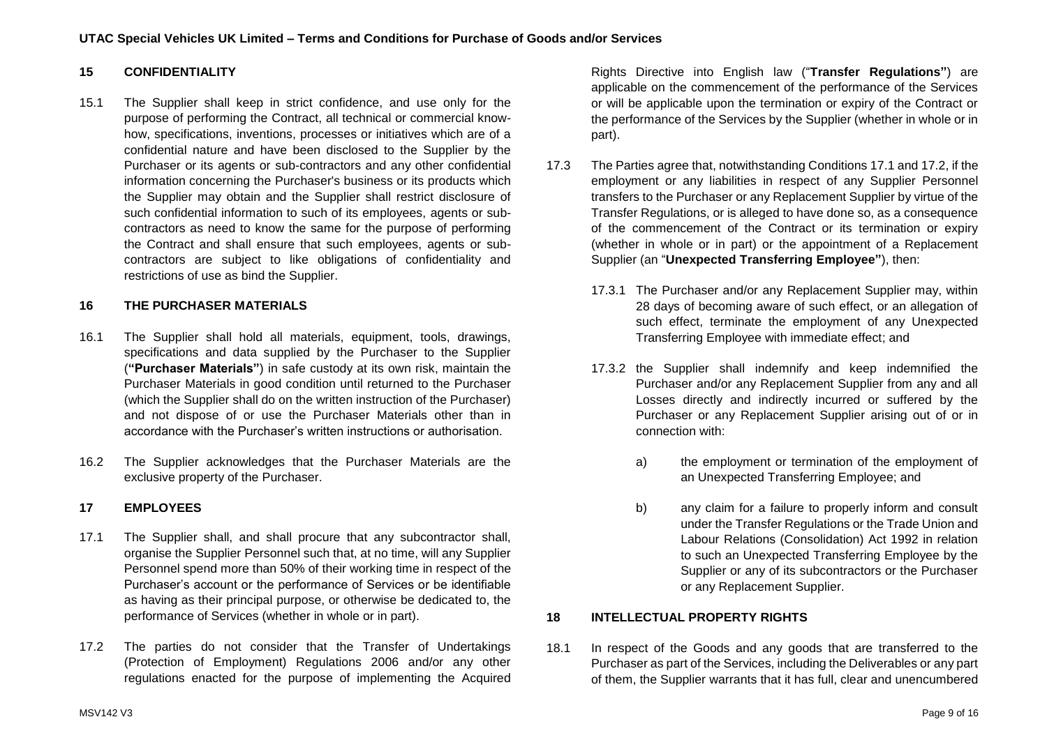## 15 CONFIDENTIALITY

15.1 The Supplier shall keep in strict confidence, and use only for the purpose of performing the Contract, all technical or commercial know-how, specifications, inventions, processes or initiatives which are of a confidential nature and have been disclosed to the Supplier by the Purchaser or its agents or sub-contractors and any other confidential information concerning the Purchaser's business or its products which the Supplier may obtain and the Supplier shall restrict disclosure of such confidential information to such of its employees, agents or sub-contractors as need to know the same for the purpose of performing the Contract and shall ensure that such employees, agents or sub-contractors are subject to like obligations of confidentiality and restrictions of use as bind the Supplier.

## 16 THE PURCHASER MATERIALS

16.1 The Supplier shall hold all materials, equipment, tools, drawings, specifications and data supplied by the Purchaser to the Supplier (**"Purchaser Materials"**) in safe custody at its own risk, maintain the Purchaser Materials in good condition until returned to the Purchaser (which the Supplier shall do on the written instruction of the Purchaser) and not dispose of or use the Purchaser Materials other than in accordance with the Purchaser's written instructions or authorisation.

16.2 The Supplier acknowledges that the Purchaser Materials are the exclusive property of the Purchaser.

## 17 EMPLOYEES

17.1 The Supplier shall, and shall procure that any subcontractor shall, organise the Supplier Personnel such that, at no time, will any Supplier Personnel spend more than 50% of their working time in respect of the Purchaser's account or the performance of Services or be identifiable as having as their principal purpose, or otherwise be dedicated to, the performance of Services (whether in whole or in part).

17.2 The parties do not consider that the Transfer of Undertakings (Protection of Employment) Regulations 2006 and/or any other regulations enacted for the purpose of implementing the Acquired Rights Directive into English law ("**Transfer Regulations"**) are applicable on the commencement of the performance of the Services or will be applicable upon the termination or expiry of the Contract or the performance of the Services by the Supplier (whether in whole or in part).

17.3 The Parties agree that, notwithstanding Conditions 17.1 and 17.2, if the employment or any liabilities in respect of any Supplier Personnel transfers to the Purchaser or any Replacement Supplier by virtue of the Transfer Regulations, or is alleged to have done so, as a consequence of the commencement of the Contract or its termination or expiry (whether in whole or in part) or the appointment of a Replacement Supplier (an "**Unexpected Transferring Employee"**), then:

17.3.1 The Purchaser and/or any Replacement Supplier may, within 28 days of becoming aware of such effect, or an allegation of such effect, terminate the employment of any Unexpected Transferring Employee with immediate effect; and

17.3.2 the Supplier shall indemnify and keep indemnified the Purchaser and/or any Replacement Supplier from any and all Losses directly and indirectly incurred or suffered by the Purchaser or any Replacement Supplier arising out of or in connection with:

a) the employment or termination of the employment of an Unexpected Transferring Employee; and

b) any claim for a failure to properly inform and consult under the Transfer Regulations or the Trade Union and Labour Relations (Consolidation) Act 1992 in relation to such an Unexpected Transferring Employee by the Supplier or any of its subcontractors or the Purchaser or any Replacement Supplier.

## 18 INTELLECTUAL PROPERTY RIGHTS

18.1 In respect of the Goods and any goods that are transferred to the Purchaser as part of the Services, including the Deliverables or any part of them, the Supplier warrants that it has full, clear and unencumbered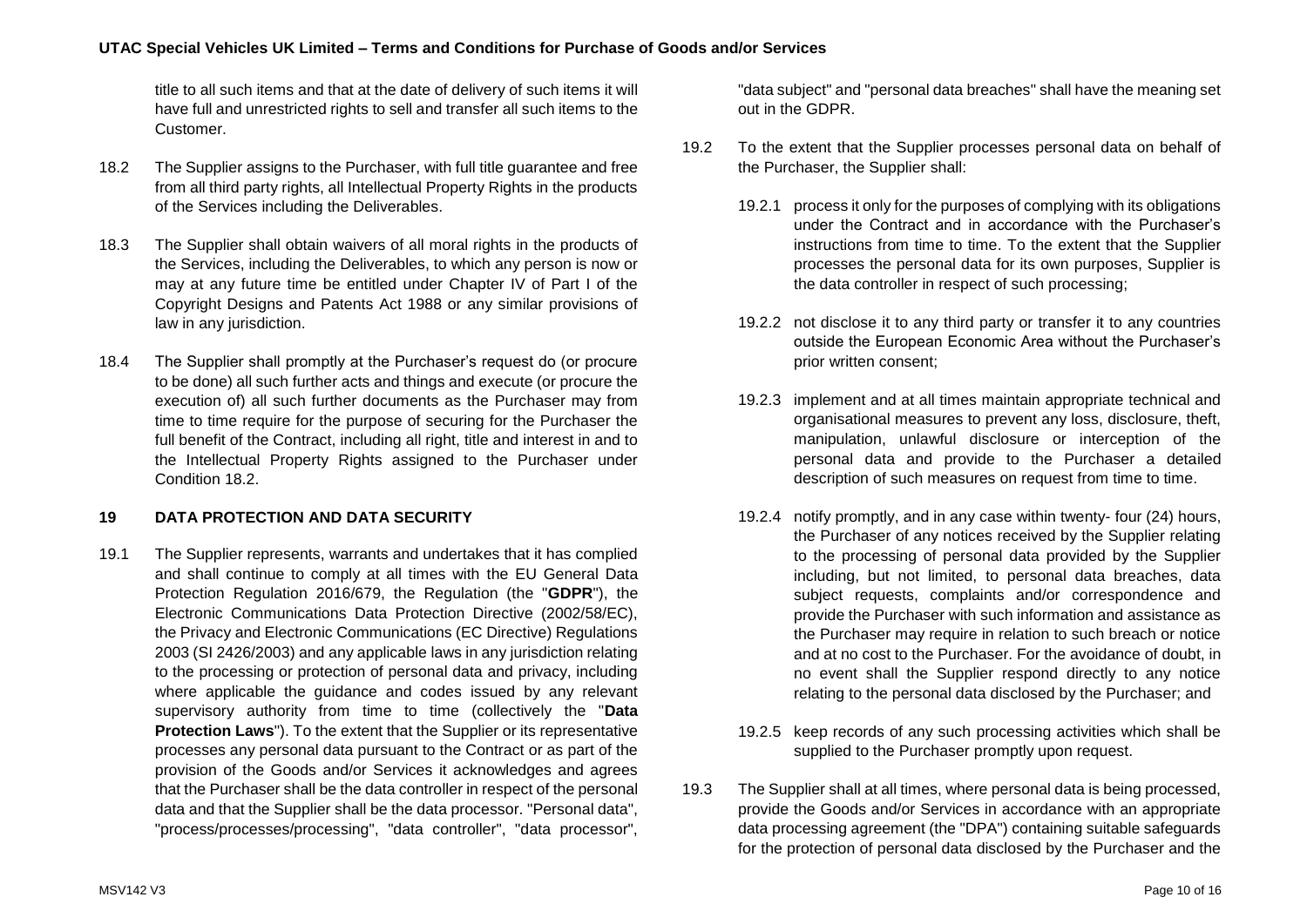title to all such items and that at the date of delivery of such items it will have full and unrestricted rights to sell and transfer all such items to the Customer.

18.2 The Supplier assigns to the Purchaser, with full title guarantee and free from all third party rights, all Intellectual Property Rights in the products of the Services including the Deliverables.

18.3 The Supplier shall obtain waivers of all moral rights in the products of the Services, including the Deliverables, to which any person is now or may at any future time be entitled under Chapter IV of Part I of the Copyright Designs and Patents Act 1988 or any similar provisions of law in any jurisdiction.

18.4 The Supplier shall promptly at the Purchaser's request do (or procure to be done) all such further acts and things and execute (or procure the execution of) all such further documents as the Purchaser may from time to time require for the purpose of securing for the Purchaser the full benefit of the Contract, including all right, title and interest in and to the Intellectual Property Rights assigned to the Purchaser under Condition 18.2.

## 19 DATA PROTECTION AND DATA SECURITY

19.1 The Supplier represents, warrants and undertakes that it has complied and shall continue to comply at all times with the EU General Data Protection Regulation 2016/679, the Regulation (the "**GDPR**"), the Electronic Communications Data Protection Directive (2002/58/EC), the Privacy and Electronic Communications (EC Directive) Regulations 2003 (SI 2426/2003) and any applicable laws in any jurisdiction relating to the processing or protection of personal data and privacy, including where applicable the guidance and codes issued by any relevant supervisory authority from time to time (collectively the "**Data Protection Laws**"). To the extent that the Supplier or its representative processes any personal data pursuant to the Contract or as part of the provision of the Goods and/or Services it acknowledges and agrees that the Purchaser shall be the data controller in respect of the personal data and that the Supplier shall be the data processor. "Personal data", "process/processes/processing", "data controller", "data processor", "data subject" and "personal data breaches" shall have the meaning set out in the GDPR.

19.2 To the extent that the Supplier processes personal data on behalf of the Purchaser, the Supplier shall:

19.2.1 process it only for the purposes of complying with its obligations under the Contract and in accordance with the Purchaser's instructions from time to time. To the extent that the Supplier processes the personal data for its own purposes, Supplier is the data controller in respect of such processing;

19.2.2 not disclose it to any third party or transfer it to any countries outside the European Economic Area without the Purchaser's prior written consent;

19.2.3 implement and at all times maintain appropriate technical and organisational measures to prevent any loss, disclosure, theft, manipulation, unlawful disclosure or interception of the personal data and provide to the Purchaser a detailed description of such measures on request from time to time.

19.2.4 notify promptly, and in any case within twenty- four (24) hours, the Purchaser of any notices received by the Supplier relating to the processing of personal data provided by the Supplier including, but not limited, to personal data breaches, data subject requests, complaints and/or correspondence and provide the Purchaser with such information and assistance as the Purchaser may require in relation to such breach or notice and at no cost to the Purchaser. For the avoidance of doubt, in no event shall the Supplier respond directly to any notice relating to the personal data disclosed by the Purchaser; and

19.2.5 keep records of any such processing activities which shall be supplied to the Purchaser promptly upon request.

19.3 The Supplier shall at all times, where personal data is being processed, provide the Goods and/or Services in accordance with an appropriate data processing agreement (the "DPA") containing suitable safeguards for the protection of personal data disclosed by the Purchaser and the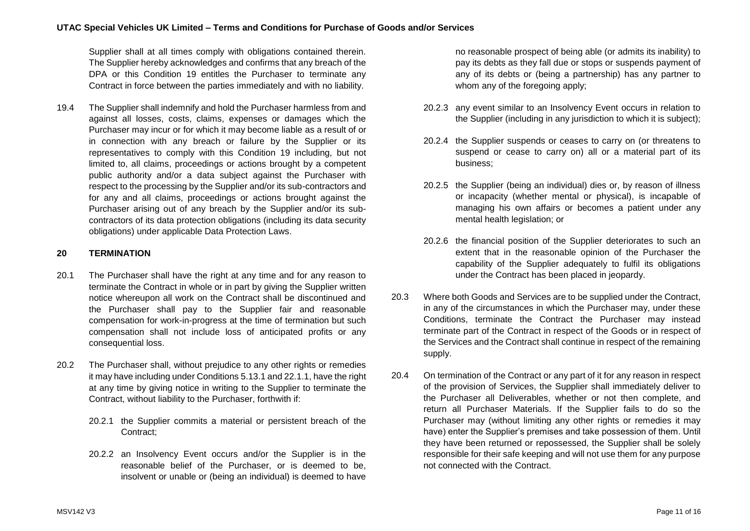Supplier shall at all times comply with obligations contained therein. The Supplier hereby acknowledges and confirms that any breach of the DPA or this Condition 19 entitles the Purchaser to terminate any Contract in force between the parties immediately and with no liability.

19.4 The Supplier shall indemnify and hold the Purchaser harmless from and against all losses, costs, claims, expenses or damages which the Purchaser may incur or for which it may become liable as a result of or in connection with any breach or failure by the Supplier or its representatives to comply with this Condition 19 including, but not limited to, all claims, proceedings or actions brought by a competent public authority and/or a data subject against the Purchaser with respect to the processing by the Supplier and/or its sub-contractors and for any and all claims, proceedings or actions brought against the Purchaser arising out of any breach by the Supplier and/or its sub-contractors of its data protection obligations (including its data security obligations) under applicable Data Protection Laws.

## 20 TERMINATION

20.1 The Purchaser shall have the right at any time and for any reason to terminate the Contract in whole or in part by giving the Supplier written notice whereupon all work on the Contract shall be discontinued and the Purchaser shall pay to the Supplier fair and reasonable compensation for work-in-progress at the time of termination but such compensation shall not include loss of anticipated profits or any consequential loss.

20.2 The Purchaser shall, without prejudice to any other rights or remedies it may have including under Conditions 5.13.1 and 22.1.1, have the right at any time by giving notice in writing to the Supplier to terminate the Contract, without liability to the Purchaser, forthwith if:

20.2.1 the Supplier commits a material or persistent breach of the Contract;

20.2.2 an Insolvency Event occurs and/or the Supplier is in the reasonable belief of the Purchaser, or is deemed to be, insolvent or unable or (being an individual) is deemed to have no reasonable prospect of being able (or admits its inability) to pay its debts as they fall due or stops or suspends payment of any of its debts or (being a partnership) has any partner to whom any of the foregoing apply;

20.2.3 any event similar to an Insolvency Event occurs in relation to the Supplier (including in any jurisdiction to which it is subject);

20.2.4 the Supplier suspends or ceases to carry on (or threatens to suspend or cease to carry on) all or a material part of its business;

20.2.5 the Supplier (being an individual) dies or, by reason of illness or incapacity (whether mental or physical), is incapable of managing his own affairs or becomes a patient under any mental health legislation; or

20.2.6 the financial position of the Supplier deteriorates to such an extent that in the reasonable opinion of the Purchaser the capability of the Supplier adequately to fulfil its obligations under the Contract has been placed in jeopardy.

20.3 Where both Goods and Services are to be supplied under the Contract, in any of the circumstances in which the Purchaser may, under these Conditions, terminate the Contract the Purchaser may instead terminate part of the Contract in respect of the Goods or in respect of the Services and the Contract shall continue in respect of the remaining supply.

20.4 On termination of the Contract or any part of it for any reason in respect of the provision of Services, the Supplier shall immediately deliver to the Purchaser all Deliverables, whether or not then complete, and return all Purchaser Materials. If the Supplier fails to do so the Purchaser may (without limiting any other rights or remedies it may have) enter the Supplier's premises and take possession of them. Until they have been returned or repossessed, the Supplier shall be solely responsible for their safe keeping and will not use them for any purpose not connected with the Contract.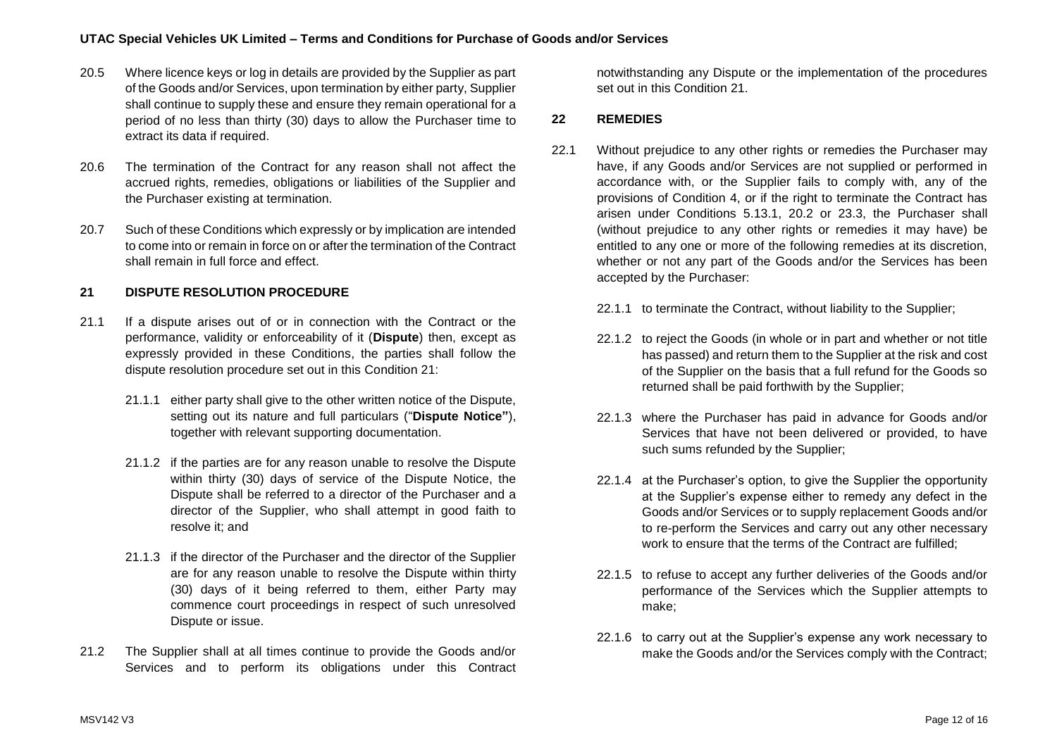20.5 Where licence keys or log in details are provided by the Supplier as part of the Goods and/or Services, upon termination by either party, Supplier shall continue to supply these and ensure they remain operational for a period of no less than thirty (30) days to allow the Purchaser time to extract its data if required.

20.6 The termination of the Contract for any reason shall not affect the accrued rights, remedies, obligations or liabilities of the Supplier and the Purchaser existing at termination.

20.7 Such of these Conditions which expressly or by implication are intended to come into or remain in force on or after the termination of the Contract shall remain in full force and effect.

## 21 DISPUTE RESOLUTION PROCEDURE

21.1 If a dispute arises out of or in connection with the Contract or the performance, validity or enforceability of it (**Dispute**) then, except as expressly provided in these Conditions, the parties shall follow the dispute resolution procedure set out in this Condition 21:

21.1.1 either party shall give to the other written notice of the Dispute, setting out its nature and full particulars ("**Dispute Notice"**), together with relevant supporting documentation.

21.1.2 if the parties are for any reason unable to resolve the Dispute within thirty (30) days of service of the Dispute Notice, the Dispute shall be referred to a director of the Purchaser and a director of the Supplier, who shall attempt in good faith to resolve it; and

21.1.3 if the director of the Purchaser and the director of the Supplier are for any reason unable to resolve the Dispute within thirty (30) days of it being referred to them, either Party may commence court proceedings in respect of such unresolved Dispute or issue.

21.2 The Supplier shall at all times continue to provide the Goods and/or Services and to perform its obligations under this Contract notwithstanding any Dispute or the implementation of the procedures set out in this Condition 21.

## 22 REMEDIES

22.1 Without prejudice to any other rights or remedies the Purchaser may have, if any Goods and/or Services are not supplied or performed in accordance with, or the Supplier fails to comply with, any of the provisions of Condition 4, or if the right to terminate the Contract has arisen under Conditions 5.13.1, 20.2 or 23.3, the Purchaser shall (without prejudice to any other rights or remedies it may have) be entitled to any one or more of the following remedies at its discretion, whether or not any part of the Goods and/or the Services has been accepted by the Purchaser:

22.1.1 to terminate the Contract, without liability to the Supplier;

22.1.2 to reject the Goods (in whole or in part and whether or not title has passed) and return them to the Supplier at the risk and cost of the Supplier on the basis that a full refund for the Goods so returned shall be paid forthwith by the Supplier;

22.1.3 where the Purchaser has paid in advance for Goods and/or Services that have not been delivered or provided, to have such sums refunded by the Supplier;

22.1.4 at the Purchaser's option, to give the Supplier the opportunity at the Supplier's expense either to remedy any defect in the Goods and/or Services or to supply replacement Goods and/or to re-perform the Services and carry out any other necessary work to ensure that the terms of the Contract are fulfilled;

22.1.5 to refuse to accept any further deliveries of the Goods and/or performance of the Services which the Supplier attempts to make;

22.1.6 to carry out at the Supplier's expense any work necessary to make the Goods and/or the Services comply with the Contract;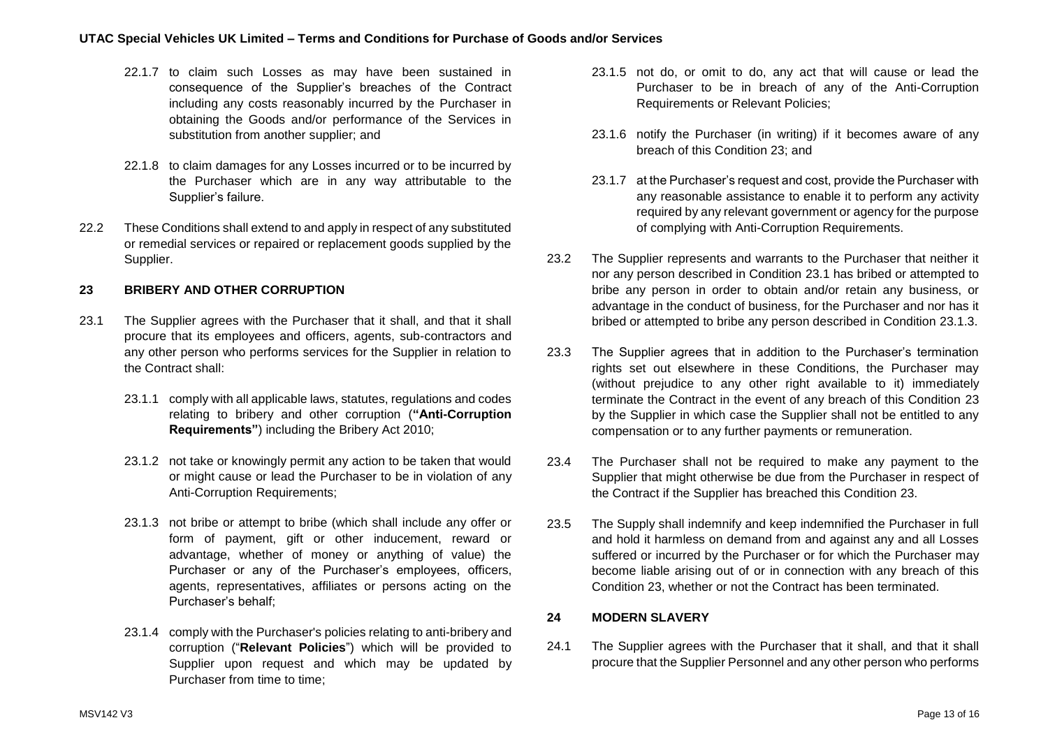22.1.7 to claim such Losses as may have been sustained in consequence of the Supplier's breaches of the Contract including any costs reasonably incurred by the Purchaser in obtaining the Goods and/or performance of the Services in substitution from another supplier; and

22.1.8 to claim damages for any Losses incurred or to be incurred by the Purchaser which are in any way attributable to the Supplier's failure.

22.2 These Conditions shall extend to and apply in respect of any substituted or remedial services or repaired or replacement goods supplied by the Supplier.

## 23 BRIBERY AND OTHER CORRUPTION

23.1 The Supplier agrees with the Purchaser that it shall, and that it shall procure that its employees and officers, agents, sub-contractors and any other person who performs services for the Supplier in relation to the Contract shall:

23.1.1 comply with all applicable laws, statutes, regulations and codes relating to bribery and other corruption (**"Anti-Corruption Requirements"**) including the Bribery Act 2010;

23.1.2 not take or knowingly permit any action to be taken that would or might cause or lead the Purchaser to be in violation of any Anti-Corruption Requirements;

23.1.3 not bribe or attempt to bribe (which shall include any offer or form of payment, gift or other inducement, reward or advantage, whether of money or anything of value) the Purchaser or any of the Purchaser's employees, officers, agents, representatives, affiliates or persons acting on the Purchaser's behalf;

23.1.4 comply with the Purchaser's policies relating to anti-bribery and corruption ("**Relevant Policies**") which will be provided to Supplier upon request and which may be updated by Purchaser from time to time;

23.1.5 not do, or omit to do, any act that will cause or lead the Purchaser to be in breach of any of the Anti-Corruption Requirements or Relevant Policies;

23.1.6 notify the Purchaser (in writing) if it becomes aware of any breach of this Condition 23; and

23.1.7 at the Purchaser's request and cost, provide the Purchaser with any reasonable assistance to enable it to perform any activity required by any relevant government or agency for the purpose of complying with Anti-Corruption Requirements.

23.2 The Supplier represents and warrants to the Purchaser that neither it nor any person described in Condition 23.1 has bribed or attempted to bribe any person in order to obtain and/or retain any business, or advantage in the conduct of business, for the Purchaser and nor has it bribed or attempted to bribe any person described in Condition 23.1.3.

23.3 The Supplier agrees that in addition to the Purchaser's termination rights set out elsewhere in these Conditions, the Purchaser may (without prejudice to any other right available to it) immediately terminate the Contract in the event of any breach of this Condition 23 by the Supplier in which case the Supplier shall not be entitled to any compensation or to any further payments or remuneration.

23.4 The Purchaser shall not be required to make any payment to the Supplier that might otherwise be due from the Purchaser in respect of the Contract if the Supplier has breached this Condition 23.

23.5 The Supply shall indemnify and keep indemnified the Purchaser in full and hold it harmless on demand from and against any and all Losses suffered or incurred by the Purchaser or for which the Purchaser may become liable arising out of or in connection with any breach of this Condition 23, whether or not the Contract has been terminated.

## 24 MODERN SLAVERY

24.1 The Supplier agrees with the Purchaser that it shall, and that it shall procure that the Supplier Personnel and any other person who performs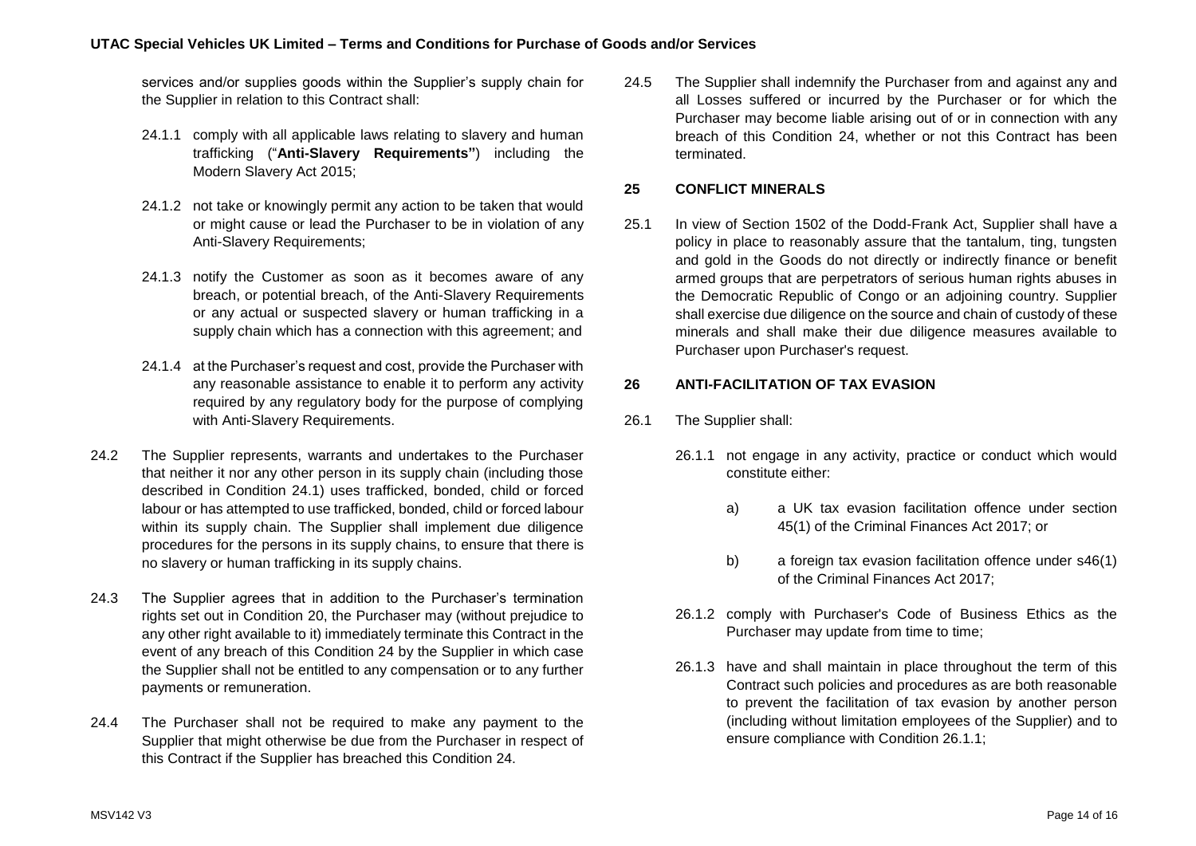services and/or supplies goods within the Supplier's supply chain for the Supplier in relation to this Contract shall:

24.1.1 comply with all applicable laws relating to slavery and human trafficking ("**Anti-Slavery Requirements"**) including the Modern Slavery Act 2015;

24.1.2 not take or knowingly permit any action to be taken that would or might cause or lead the Purchaser to be in violation of any Anti-Slavery Requirements;

24.1.3 notify the Customer as soon as it becomes aware of any breach, or potential breach, of the Anti-Slavery Requirements or any actual or suspected slavery or human trafficking in a supply chain which has a connection with this agreement; and

24.1.4 at the Purchaser's request and cost, provide the Purchaser with any reasonable assistance to enable it to perform any activity required by any regulatory body for the purpose of complying with Anti-Slavery Requirements.

24.2 The Supplier represents, warrants and undertakes to the Purchaser that neither it nor any other person in its supply chain (including those described in Condition 24.1) uses trafficked, bonded, child or forced labour or has attempted to use trafficked, bonded, child or forced labour within its supply chain. The Supplier shall implement due diligence procedures for the persons in its supply chains, to ensure that there is no slavery or human trafficking in its supply chains.

24.3 The Supplier agrees that in addition to the Purchaser's termination rights set out in Condition 20, the Purchaser may (without prejudice to any other right available to it) immediately terminate this Contract in the event of any breach of this Condition 24 by the Supplier in which case the Supplier shall not be entitled to any compensation or to any further payments or remuneration.

24.4 The Purchaser shall not be required to make any payment to the Supplier that might otherwise be due from the Purchaser in respect of this Contract if the Supplier has breached this Condition 24.

24.5 The Supplier shall indemnify the Purchaser from and against any and all Losses suffered or incurred by the Purchaser or for which the Purchaser may become liable arising out of or in connection with any breach of this Condition 24, whether or not this Contract has been terminated.

## 25 CONFLICT MINERALS

25.1 In view of Section 1502 of the Dodd-Frank Act, Supplier shall have a policy in place to reasonably assure that the tantalum, ting, tungsten and gold in the Goods do not directly or indirectly finance or benefit armed groups that are perpetrators of serious human rights abuses in the Democratic Republic of Congo or an adjoining country. Supplier shall exercise due diligence on the source and chain of custody of these minerals and shall make their due diligence measures available to Purchaser upon Purchaser's request.

## 26 ANTI-FACILITATION OF TAX EVASION

26.1 The Supplier shall:

26.1.1 not engage in any activity, practice or conduct which would constitute either:

a) a UK tax evasion facilitation offence under section 45(1) of the Criminal Finances Act 2017; or

b) a foreign tax evasion facilitation offence under s46(1) of the Criminal Finances Act 2017;

26.1.2 comply with Purchaser's Code of Business Ethics as the Purchaser may update from time to time;

26.1.3 have and shall maintain in place throughout the term of this Contract such policies and procedures as are both reasonable to prevent the facilitation of tax evasion by another person (including without limitation employees of the Supplier) and to ensure compliance with Condition 26.1.1;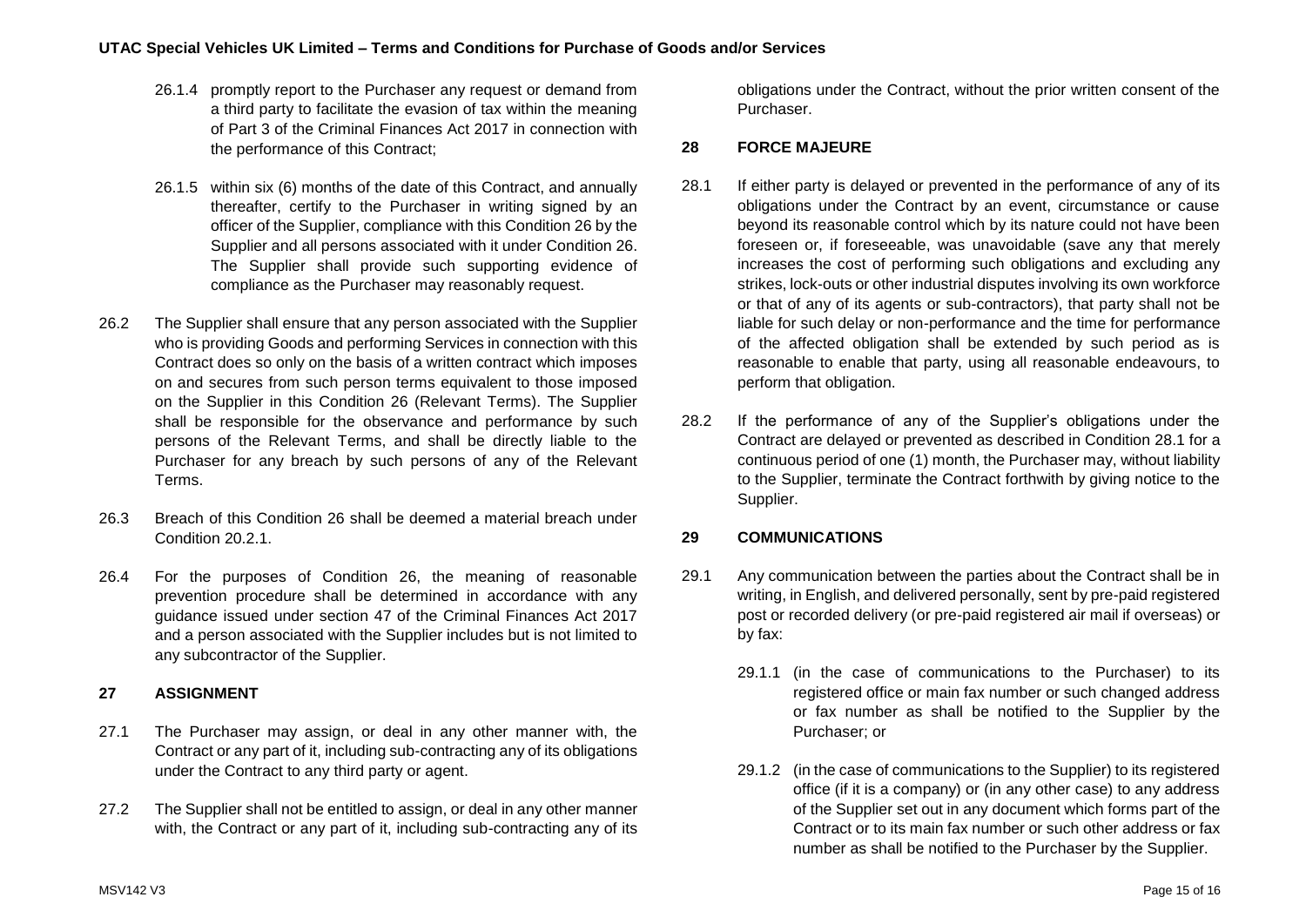26.1.4 promptly report to the Purchaser any request or demand from a third party to facilitate the evasion of tax within the meaning of Part 3 of the Criminal Finances Act 2017 in connection with the performance of this Contract;

26.1.5 within six (6) months of the date of this Contract, and annually thereafter, certify to the Purchaser in writing signed by an officer of the Supplier, compliance with this Condition 26 by the Supplier and all persons associated with it under Condition 26. The Supplier shall provide such supporting evidence of compliance as the Purchaser may reasonably request.

26.2 The Supplier shall ensure that any person associated with the Supplier who is providing Goods and performing Services in connection with this Contract does so only on the basis of a written contract which imposes on and secures from such person terms equivalent to those imposed on the Supplier in this Condition 26 (Relevant Terms). The Supplier shall be responsible for the observance and performance by such persons of the Relevant Terms, and shall be directly liable to the Purchaser for any breach by such persons of any of the Relevant Terms.

26.3 Breach of this Condition 26 shall be deemed a material breach under Condition 20.2.1.

26.4 For the purposes of Condition 26, the meaning of reasonable prevention procedure shall be determined in accordance with any guidance issued under section 47 of the Criminal Finances Act 2017 and a person associated with the Supplier includes but is not limited to any subcontractor of the Supplier.

## 27 ASSIGNMENT

27.1 The Purchaser may assign, or deal in any other manner with, the Contract or any part of it, including sub-contracting any of its obligations under the Contract to any third party or agent.

27.2 The Supplier shall not be entitled to assign, or deal in any other manner with, the Contract or any part of it, including sub-contracting any of its obligations under the Contract, without the prior written consent of the Purchaser.

## 28 FORCE MAJEURE

28.1 If either party is delayed or prevented in the performance of any of its obligations under the Contract by an event, circumstance or cause beyond its reasonable control which by its nature could not have been foreseen or, if foreseeable, was unavoidable (save any that merely increases the cost of performing such obligations and excluding any strikes, lock-outs or other industrial disputes involving its own workforce or that of any of its agents or sub-contractors), that party shall not be liable for such delay or non-performance and the time for performance of the affected obligation shall be extended by such period as is reasonable to enable that party, using all reasonable endeavours, to perform that obligation.

28.2 If the performance of any of the Supplier's obligations under the Contract are delayed or prevented as described in Condition 28.1 for a continuous period of one (1) month, the Purchaser may, without liability to the Supplier, terminate the Contract forthwith by giving notice to the Supplier.

## 29 COMMUNICATIONS

29.1 Any communication between the parties about the Contract shall be in writing, in English, and delivered personally, sent by pre-paid registered post or recorded delivery (or pre-paid registered air mail if overseas) or by fax:

29.1.1 (in the case of communications to the Purchaser) to its registered office or main fax number or such changed address or fax number as shall be notified to the Supplier by the Purchaser; or

29.1.2 (in the case of communications to the Supplier) to its registered office (if it is a company) or (in any other case) to any address of the Supplier set out in any document which forms part of the Contract or to its main fax number or such other address or fax number as shall be notified to the Purchaser by the Supplier.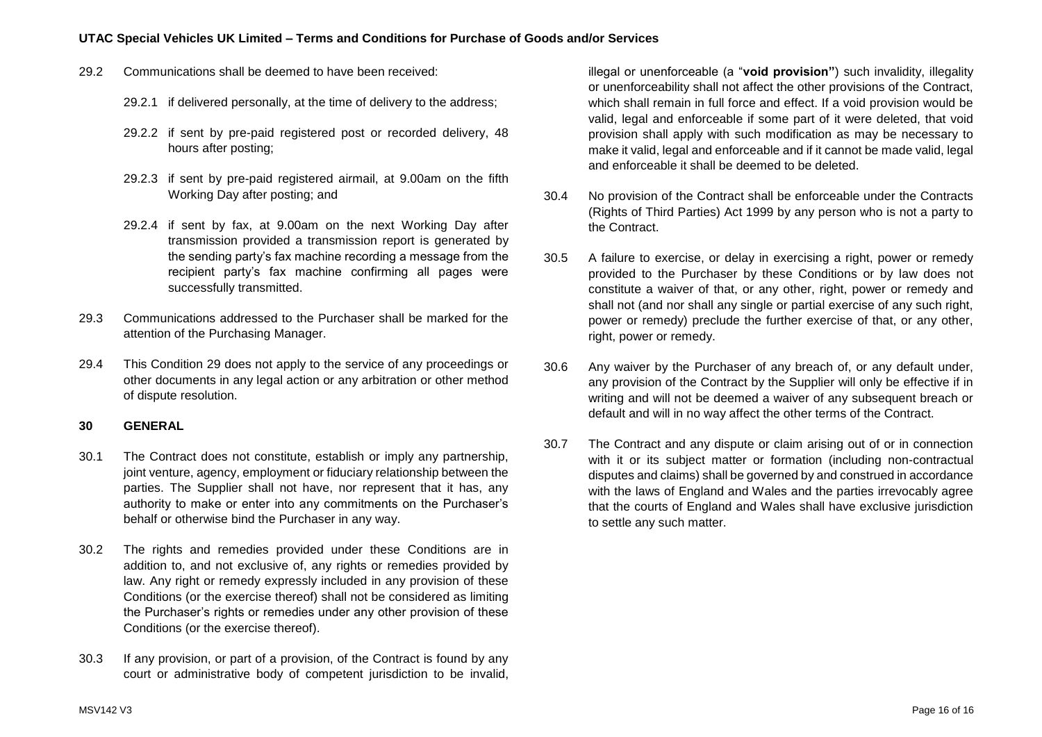29.2 Communications shall be deemed to have been received:

29.2.1 if delivered personally, at the time of delivery to the address;

29.2.2 if sent by pre-paid registered post or recorded delivery, 48 hours after posting;

29.2.3 if sent by pre-paid registered airmail, at 9.00am on the fifth Working Day after posting; and

29.2.4 if sent by fax, at 9.00am on the next Working Day after transmission provided a transmission report is generated by the sending party's fax machine recording a message from the recipient party's fax machine confirming all pages were successfully transmitted.

29.3 Communications addressed to the Purchaser shall be marked for the attention of the Purchasing Manager.

29.4 This Condition 29 does not apply to the service of any proceedings or other documents in any legal action or any arbitration or other method of dispute resolution.

## 30 GENERAL

30.1 The Contract does not constitute, establish or imply any partnership, joint venture, agency, employment or fiduciary relationship between the parties. The Supplier shall not have, nor represent that it has, any authority to make or enter into any commitments on the Purchaser's behalf or otherwise bind the Purchaser in any way.

30.2 The rights and remedies provided under these Conditions are in addition to, and not exclusive of, any rights or remedies provided by law. Any right or remedy expressly included in any provision of these Conditions (or the exercise thereof) shall not be considered as limiting the Purchaser's rights or remedies under any other provision of these Conditions (or the exercise thereof).

30.3 If any provision, or part of a provision, of the Contract is found by any court or administrative body of competent jurisdiction to be invalid, illegal or unenforceable (a "**void provision**") such invalidity, illegality or unenforceability shall not affect the other provisions of the Contract, which shall remain in full force and effect. If a void provision would be valid, legal and enforceable if some part of it were deleted, that void provision shall apply with such modification as may be necessary to make it valid, legal and enforceable and if it cannot be made valid, legal and enforceable it shall be deemed to be deleted.

30.4 No provision of the Contract shall be enforceable under the Contracts (Rights of Third Parties) Act 1999 by any person who is not a party to the Contract.

30.5 A failure to exercise, or delay in exercising a right, power or remedy provided to the Purchaser by these Conditions or by law does not constitute a waiver of that, or any other, right, power or remedy and shall not (and nor shall any single or partial exercise of any such right, power or remedy) preclude the further exercise of that, or any other, right, power or remedy.

30.6 Any waiver by the Purchaser of any breach of, or any default under, any provision of the Contract by the Supplier will only be effective if in writing and will not be deemed a waiver of any subsequent breach or default and will in no way affect the other terms of the Contract.

30.7 The Contract and any dispute or claim arising out of or in connection with it or its subject matter or formation (including non-contractual disputes and claims) shall be governed by and construed in accordance with the laws of England and Wales and the parties irrevocably agree that the courts of England and Wales shall have exclusive jurisdiction to settle any such matter.